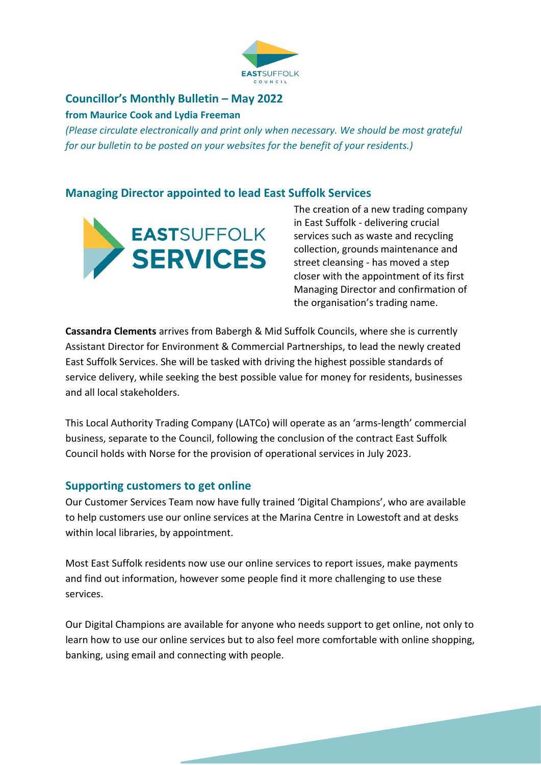# Councillor's Monthly Bulletin – May 2022

**from Maurice Cook and Lydia Freeman**

*(Please circulate electronically and print only when necessary. We should be most grateful for our bulletin to be posted on your websites for the benefit of your residents.)*

## Managing Director appointed to lead East Suffolk Services

The creation of a new trading company in East Suffolk - delivering crucial services such as waste and recycling collection, grounds maintenance and street cleansing - has moved a step closer with the appointment of its first Managing Director and confirmation of the organisation's trading name.

**Cassandra Clements** arrives from Babergh & Mid Suffolk Councils, where she is currently Assistant Director for Environment & Commercial Partnerships, to lead the newly created East Suffolk Services. She will be tasked with driving the highest possible standards of service delivery, while seeking the best possible value for money for residents, businesses and all local stakeholders.

This Local Authority Trading Company (LATCo) will operate as an 'arms-length' commercial business, separate to the Council, following the conclusion of the contract East Suffolk Council holds with Norse for the provision of operational services in July 2023.

## Supporting customers to get online

Our Customer Services Team now have fully trained 'Digital Champions', who are available to help customers use our online services at the Marina Centre in Lowestoft and at desks within local libraries, by appointment.

Most East Suffolk residents now use our online services to report issues, make payments and find out information, however some people find it more challenging to use these services.

Our Digital Champions are available for anyone who needs support to get online, not only to learn how to use our online services but to also feel more comfortable with online shopping, banking, using email and connecting with people.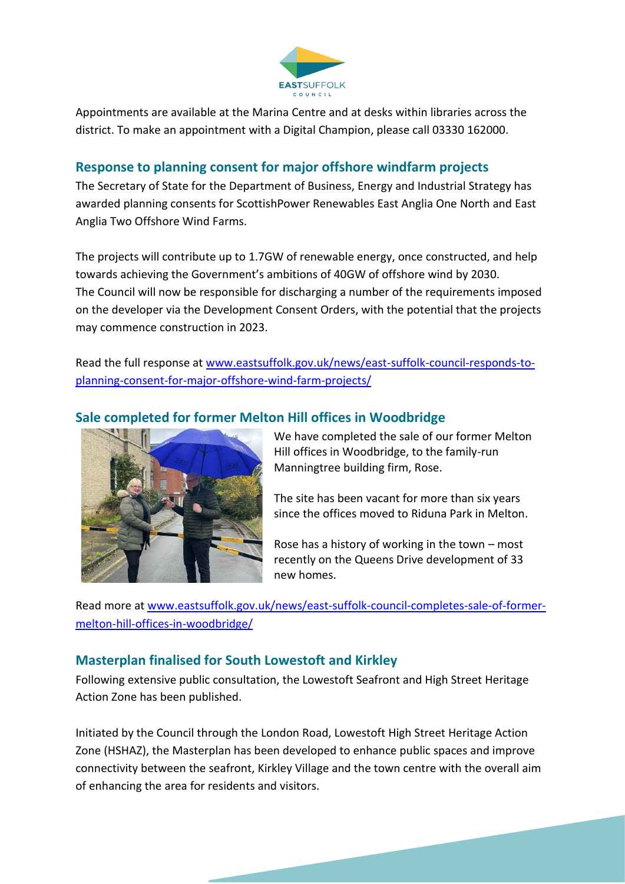Appointments are available at the Marina Centre and at desks within libraries across the district. To make an appointment with a Digital Champion, please call 03330 162000.

## Response to planning consent for major offshore windfarm projects

The Secretary of State for the Department of Business, Energy and Industrial Strategy has awarded planning consents for ScottishPower Renewables East Anglia One North and East Anglia Two Offshore Wind Farms.

The projects will contribute up to 1.7GW of renewable energy, once constructed, and help towards achieving the Government's ambitions of 40GW of offshore wind by 2030. The Council will now be responsible for discharging a number of the requirements imposed on the developer via the Development Consent Orders, with the potential that the projects may commence construction in 2023.

Read the full response at [www.eastsuffolk.gov.uk/news/east-suffolk-council-responds-to-planning-consent-for-major-offshore-wind-farm-projects/](www.eastsuffolk.gov.uk/news/east-suffolk-council-responds-to-planning-consent-for-major-offshore-wind-farm-projects/)

## Sale completed for former Melton Hill offices in Woodbridge

We have completed the sale of our former Melton Hill offices in Woodbridge, to the family-run Manningtree building firm, Rose.

The site has been vacant for more than six years since the offices moved to Riduna Park in Melton.

Rose has a history of working in the town – most recently on the Queens Drive development of 33 new homes.

Read more at [www.eastsuffolk.gov.uk/news/east-suffolk-council-completes-sale-of-former-melton-hill-offices-in-woodbridge/](www.eastsuffolk.gov.uk/news/east-suffolk-council-completes-sale-of-former-melton-hill-offices-in-woodbridge/)

## Masterplan finalised for South Lowestoft and Kirkley

Following extensive public consultation, the Lowestoft Seafront and High Street Heritage Action Zone has been published.

Initiated by the Council through the London Road, Lowestoft High Street Heritage Action Zone (HSHAZ), the Masterplan has been developed to enhance public spaces and improve connectivity between the seafront, Kirkley Village and the town centre with the overall aim of enhancing the area for residents and visitors.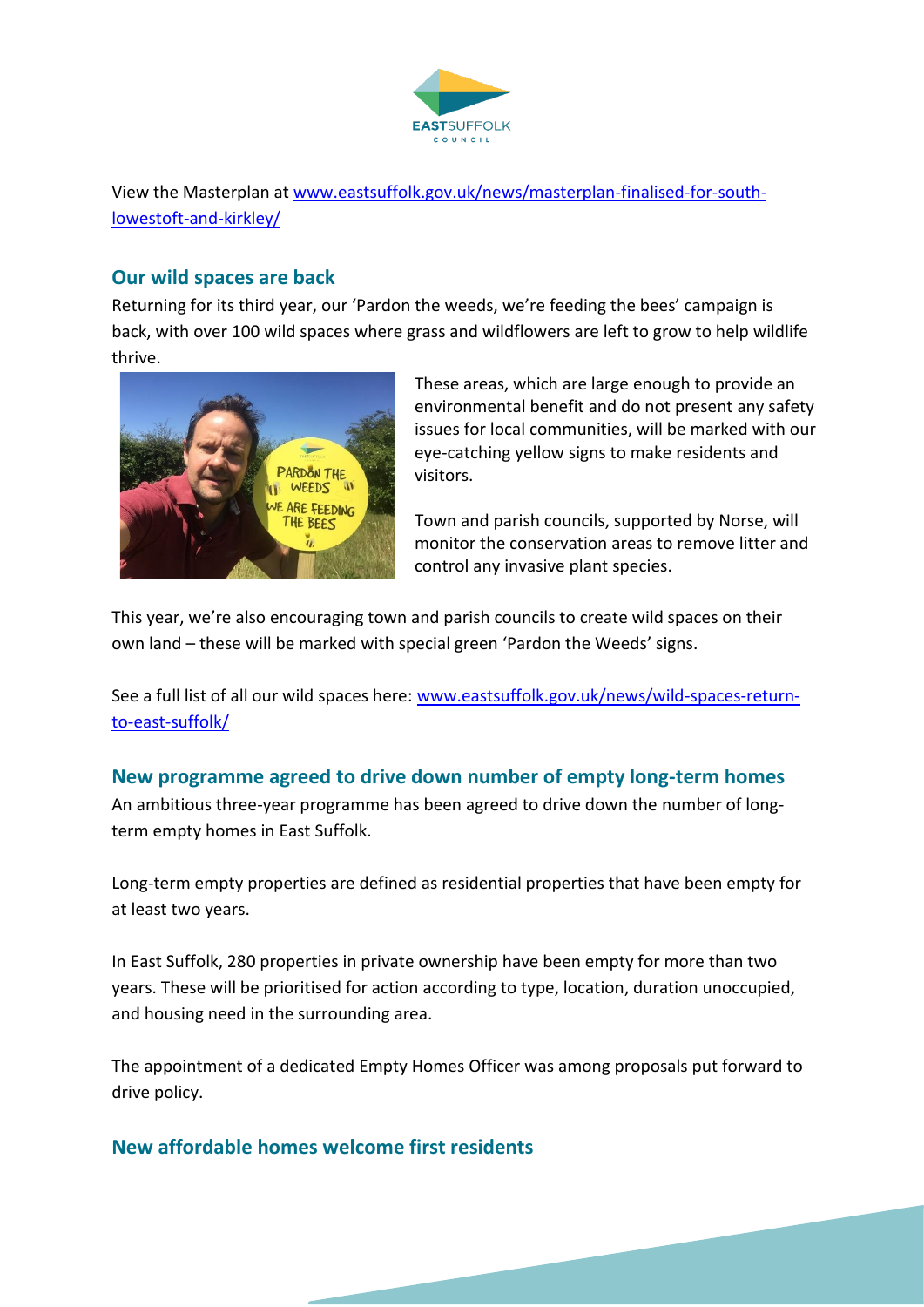View the Masterplan at [www.eastsuffolk.gov.uk/news/masterplan-finalised-for-south-lowestoft-and-kirkley/](http://www.eastsuffolk.gov.uk/news/masterplan-finalised-for-south-lowestoft-and-kirkley/)

## Our wild spaces are back

Returning for its third year, our 'Pardon the weeds, we're feeding the bees' campaign is back, with over 100 wild spaces where grass and wildflowers are left to grow to help wildlife thrive.

These areas, which are large enough to provide an environmental benefit and do not present any safety issues for local communities, will be marked with our eye-catching yellow signs to make residents and visitors.

Town and parish councils, supported by Norse, will monitor the conservation areas to remove litter and control any invasive plant species.

This year, we're also encouraging town and parish councils to create wild spaces on their own land – these will be marked with special green 'Pardon the Weeds' signs.

See a full list of all our wild spaces here: [www.eastsuffolk.gov.uk/news/wild-spaces-return-to-east-suffolk/](http://www.eastsuffolk.gov.uk/news/wild-spaces-return-to-east-suffolk/)

## New programme agreed to drive down number of empty long-term homes

An ambitious three-year programme has been agreed to drive down the number of long-term empty homes in East Suffolk.

Long-term empty properties are defined as residential properties that have been empty for at least two years.

In East Suffolk, 280 properties in private ownership have been empty for more than two years. These will be prioritised for action according to type, location, duration unoccupied, and housing need in the surrounding area.

The appointment of a dedicated Empty Homes Officer was among proposals put forward to drive policy.

## New affordable homes welcome first residents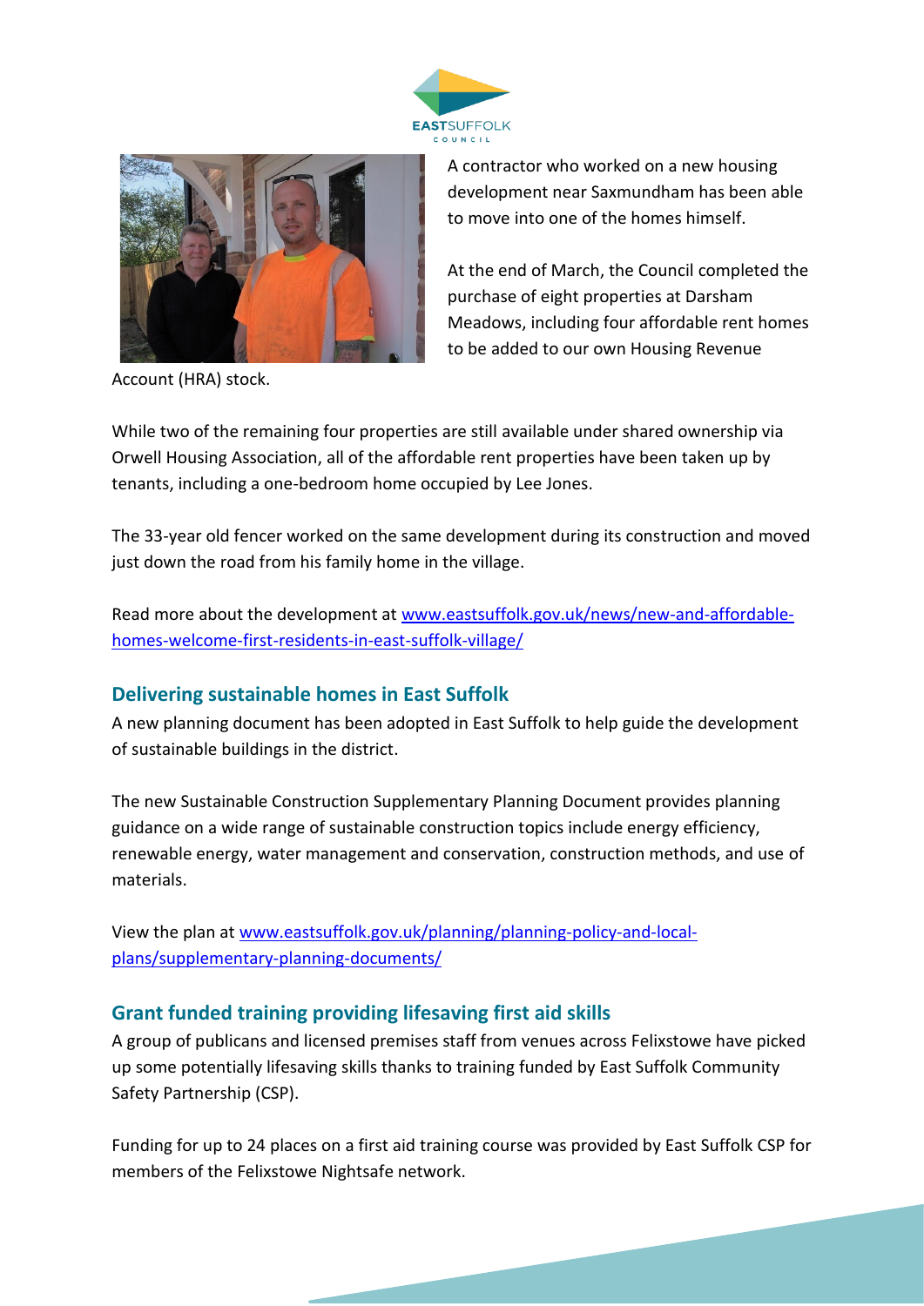A contractor who worked on a new housing development near Saxmundham has been able to move into one of the homes himself.

At the end of March, the Council completed the purchase of eight properties at Darsham Meadows, including four affordable rent homes to be added to our own Housing Revenue Account (HRA) stock.

While two of the remaining four properties are still available under shared ownership via Orwell Housing Association, all of the affordable rent properties have been taken up by tenants, including a one-bedroom home occupied by Lee Jones.

The 33-year old fencer worked on the same development during its construction and moved just down the road from his family home in the village.

Read more about the development at [www.eastsuffolk.gov.uk/news/new-and-affordable-homes-welcome-first-residents-in-east-suffolk-village/](www.eastsuffolk.gov.uk/news/new-and-affordable-homes-welcome-first-residents-in-east-suffolk-village/)

## Delivering sustainable homes in East Suffolk

A new planning document has been adopted in East Suffolk to help guide the development of sustainable buildings in the district.

The new Sustainable Construction Supplementary Planning Document provides planning guidance on a wide range of sustainable construction topics include energy efficiency, renewable energy, water management and conservation, construction methods, and use of materials.

View the plan at [www.eastsuffolk.gov.uk/planning/planning-policy-and-local-plans/supplementary-planning-documents/](www.eastsuffolk.gov.uk/planning/planning-policy-and-local-plans/supplementary-planning-documents/)

## Grant funded training providing lifesaving first aid skills

A group of publicans and licensed premises staff from venues across Felixstowe have picked up some potentially lifesaving skills thanks to training funded by East Suffolk Community Safety Partnership (CSP).

Funding for up to 24 places on a first aid training course was provided by East Suffolk CSP for members of the Felixstowe Nightsafe network.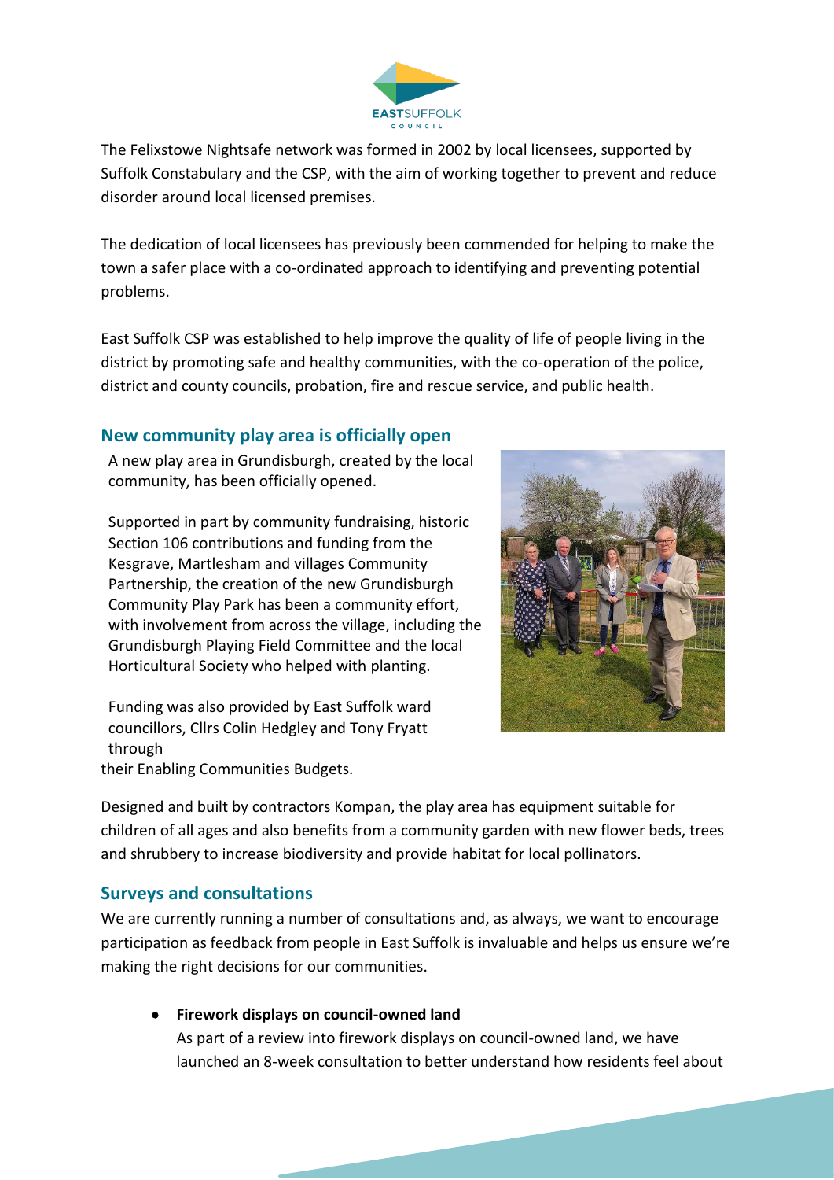The Felixstowe Nightsafe network was formed in 2002 by local licensees, supported by Suffolk Constabulary and the CSP, with the aim of working together to prevent and reduce disorder around local licensed premises.

The dedication of local licensees has previously been commended for helping to make the town a safer place with a co-ordinated approach to identifying and preventing potential problems.

East Suffolk CSP was established to help improve the quality of life of people living in the district by promoting safe and healthy communities, with the co-operation of the police, district and county councils, probation, fire and rescue service, and public health.

## New community play area is officially open

A new play area in Grundisburgh, created by the local community, has been officially opened.

Supported in part by community fundraising, historic Section 106 contributions and funding from the Kesgrave, Martlesham and villages Community Partnership, the creation of the new Grundisburgh Community Play Park has been a community effort, with involvement from across the village, including the Grundisburgh Playing Field Committee and the local Horticultural Society who helped with planting.

Funding was also provided by East Suffolk ward councillors, Cllrs Colin Hedgley and Tony Fryatt through their Enabling Communities Budgets.

Designed and built by contractors Kompan, the play area has equipment suitable for children of all ages and also benefits from a community garden with new flower beds, trees and shrubbery to increase biodiversity and provide habitat for local pollinators.

## Surveys and consultations

We are currently running a number of consultations and, as always, we want to encourage participation as feedback from people in East Suffolk is invaluable and helps us ensure we're making the right decisions for our communities.

- **Firework displays on council-owned land**
  As part of a review into firework displays on council-owned land, we have launched an 8-week consultation to better understand how residents feel about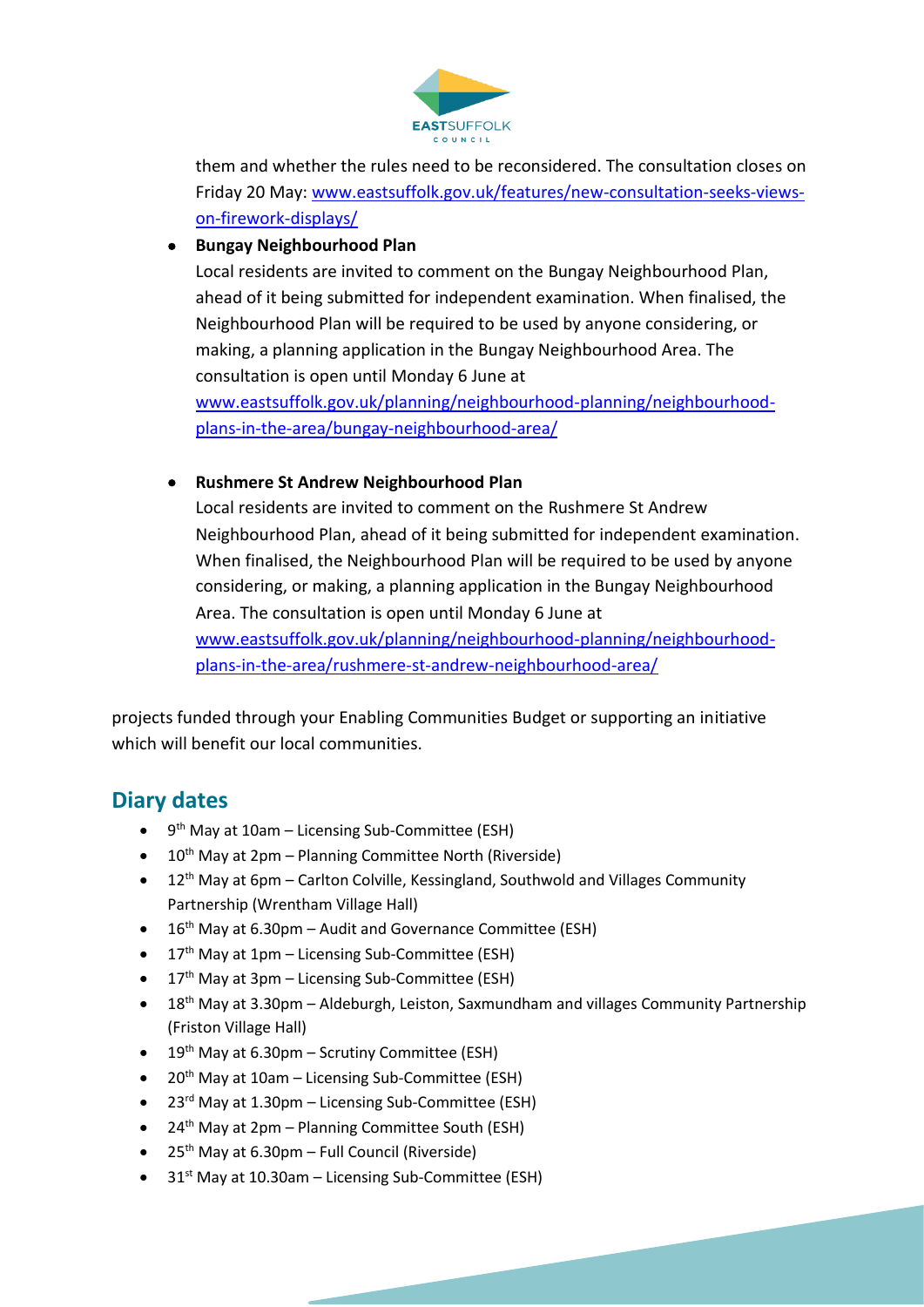them and whether the rules need to be reconsidered. The consultation closes on Friday 20 May: [www.eastsuffolk.gov.uk/features/new-consultation-seeks-views-on-firework-displays/](www.eastsuffolk.gov.uk/features/new-consultation-seeks-views-on-firework-displays/)

- **Bungay Neighbourhood Plan**
  Local residents are invited to comment on the Bungay Neighbourhood Plan, ahead of it being submitted for independent examination. When finalised, the Neighbourhood Plan will be required to be used by anyone considering, or making, a planning application in the Bungay Neighbourhood Area. The consultation is open until Monday 6 June at [www.eastsuffolk.gov.uk/planning/neighbourhood-planning/neighbourhood-plans-in-the-area/bungay-neighbourhood-area/](www.eastsuffolk.gov.uk/planning/neighbourhood-planning/neighbourhood-plans-in-the-area/bungay-neighbourhood-area/)

- **Rushmere St Andrew Neighbourhood Plan**
  Local residents are invited to comment on the Rushmere St Andrew Neighbourhood Plan, ahead of it being submitted for independent examination. When finalised, the Neighbourhood Plan will be required to be used by anyone considering, or making, a planning application in the Bungay Neighbourhood Area. The consultation is open until Monday 6 June at [www.eastsuffolk.gov.uk/planning/neighbourhood-planning/neighbourhood-plans-in-the-area/rushmere-st-andrew-neighbourhood-area/](www.eastsuffolk.gov.uk/planning/neighbourhood-planning/neighbourhood-plans-in-the-area/rushmere-st-andrew-neighbourhood-area/)

projects funded through your Enabling Communities Budget or supporting an initiative which will benefit our local communities.

## Diary dates

- 9th May at 10am – Licensing Sub-Committee (ESH)
- 10th May at 2pm – Planning Committee North (Riverside)
- 12th May at 6pm – Carlton Colville, Kessingland, Southwold and Villages Community Partnership (Wrentham Village Hall)
- 16th May at 6.30pm – Audit and Governance Committee (ESH)
- 17th May at 1pm – Licensing Sub-Committee (ESH)
- 17th May at 3pm – Licensing Sub-Committee (ESH)
- 18th May at 3.30pm – Aldeburgh, Leiston, Saxmundham and villages Community Partnership (Friston Village Hall)
- 19th May at 6.30pm – Scrutiny Committee (ESH)
- 20th May at 10am – Licensing Sub-Committee (ESH)
- 23rd May at 1.30pm – Licensing Sub-Committee (ESH)
- 24th May at 2pm – Planning Committee South (ESH)
- 25th May at 6.30pm – Full Council (Riverside)
- 31st May at 10.30am – Licensing Sub-Committee (ESH)